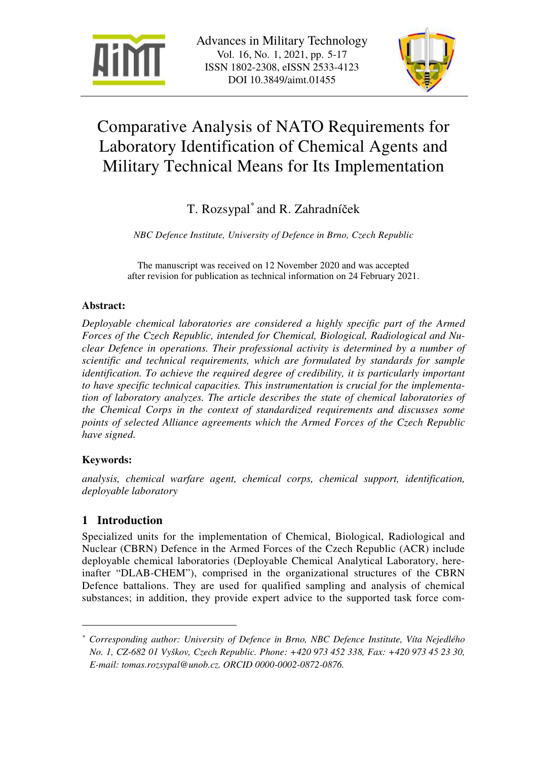# Comparative Analysis of NATO Requirements for Laboratory Identification of Chemical Agents and Military Technical Means for Its Implementation

T. Rozsypal[*] and R. Zahradníček

*NBC Defence Institute, University of Defence in Brno, Czech Republic*

The manuscript was received on 12 November 2020 and was accepted after revision for publication as technical information on 24 February 2021.

## Abstract:

*Deployable chemical laboratories are considered a highly specific part of the Armed Forces of the Czech Republic, intended for Chemical, Biological, Radiological and Nuclear Defence in operations. Their professional activity is determined by a number of scientific and technical requirements, which are formulated by standards for sample identification. To achieve the required degree of credibility, it is particularly important to have specific technical capacities. This instrumentation is crucial for the implementation of laboratory analyzes. The article describes the state of chemical laboratories of the Chemical Corps in the context of standardized requirements and discusses some points of selected Alliance agreements which the Armed Forces of the Czech Republic have signed.*

## Keywords:

*analysis, chemical warfare agent, chemical corps, chemical support, identification, deployable laboratory*

## 1 Introduction

Specialized units for the implementation of Chemical, Biological, Radiological and Nuclear (CBRN) Defence in the Armed Forces of the Czech Republic (ACR) include deployable chemical laboratories (Deployable Chemical Analytical Laboratory, hereinafter "DLAB-CHEM"), comprised in the organizational structures of the CBRN Defence battalions. They are used for qualified sampling and analysis of chemical substances; in addition, they provide expert advice to the supported task force com-

---

[*] *Corresponding author: University of Defence in Brno, NBC Defence Institute, Víta Nejedlého No. 1, CZ-682 01 Vyškov, Czech Republic. Phone: +420 973 452 338, Fax: +420 973 45 23 30, E-mail: tomas.rozsypal@unob.cz. ORCID 0000-0002-0872-0876.*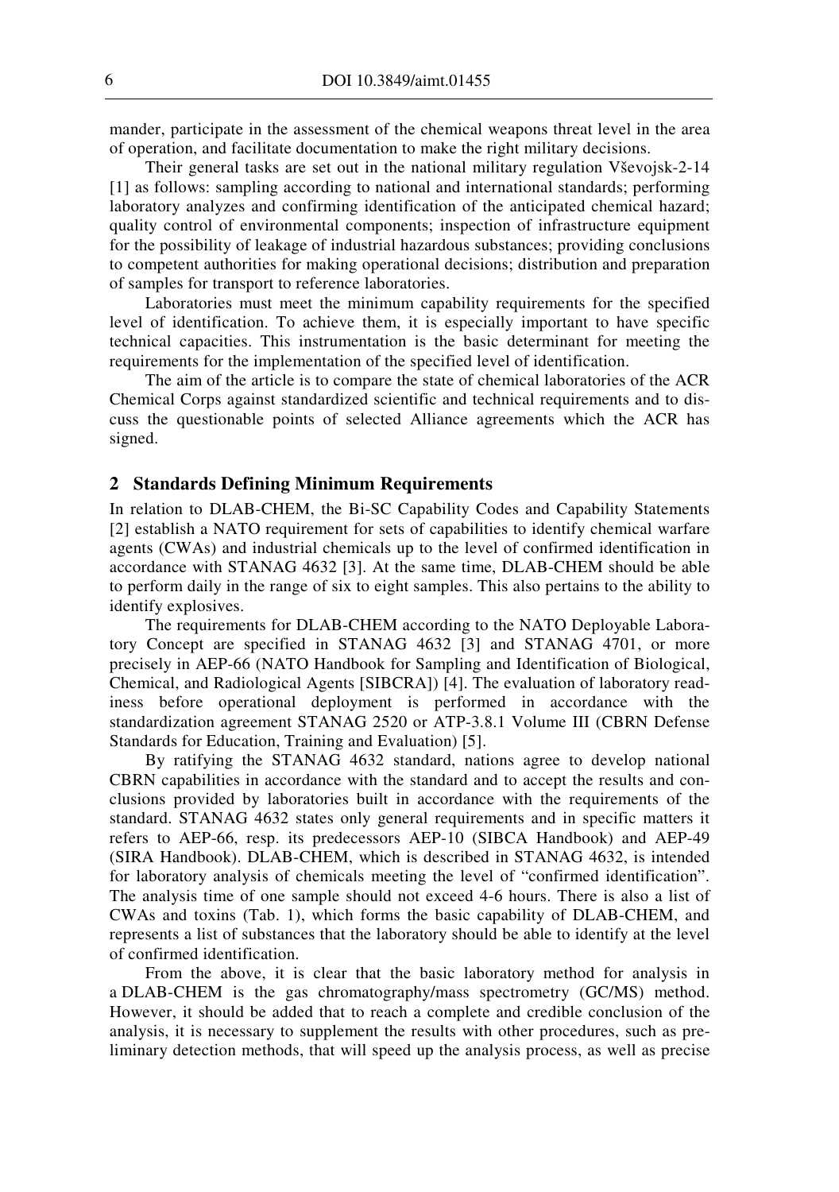mander, participate in the assessment of the chemical weapons threat level in the area of operation, and facilitate documentation to make the right military decisions.

Their general tasks are set out in the national military regulation Vševojsk-2-14 [1] as follows: sampling according to national and international standards; performing laboratory analyzes and confirming identification of the anticipated chemical hazard; quality control of environmental components; inspection of infrastructure equipment for the possibility of leakage of industrial hazardous substances; providing conclusions to competent authorities for making operational decisions; distribution and preparation of samples for transport to reference laboratories.

Laboratories must meet the minimum capability requirements for the specified level of identification. To achieve them, it is especially important to have specific technical capacities. This instrumentation is the basic determinant for meeting the requirements for the implementation of the specified level of identification.

The aim of the article is to compare the state of chemical laboratories of the ACR Chemical Corps against standardized scientific and technical requirements and to discuss the questionable points of selected Alliance agreements which the ACR has signed.

## 2 Standards Defining Minimum Requirements

In relation to DLAB-CHEM, the Bi-SC Capability Codes and Capability Statements [2] establish a NATO requirement for sets of capabilities to identify chemical warfare agents (CWAs) and industrial chemicals up to the level of confirmed identification in accordance with STANAG 4632 [3]. At the same time, DLAB-CHEM should be able to perform daily in the range of six to eight samples. This also pertains to the ability to identify explosives.

The requirements for DLAB-CHEM according to the NATO Deployable Laboratory Concept are specified in STANAG 4632 [3] and STANAG 4701, or more precisely in AEP-66 (NATO Handbook for Sampling and Identification of Biological, Chemical, and Radiological Agents [SIBCRA]) [4]. The evaluation of laboratory readiness before operational deployment is performed in accordance with the standardization agreement STANAG 2520 or ATP-3.8.1 Volume III (CBRN Defense Standards for Education, Training and Evaluation) [5].

By ratifying the STANAG 4632 standard, nations agree to develop national CBRN capabilities in accordance with the standard and to accept the results and conclusions provided by laboratories built in accordance with the requirements of the standard. STANAG 4632 states only general requirements and in specific matters it refers to AEP-66, resp. its predecessors AEP-10 (SIBCA Handbook) and AEP-49 (SIRA Handbook). DLAB-CHEM, which is described in STANAG 4632, is intended for laboratory analysis of chemicals meeting the level of "confirmed identification". The analysis time of one sample should not exceed 4-6 hours. There is also a list of CWAs and toxins (Tab. 1), which forms the basic capability of DLAB-CHEM, and represents a list of substances that the laboratory should be able to identify at the level of confirmed identification.

From the above, it is clear that the basic laboratory method for analysis in a DLAB-CHEM is the gas chromatography/mass spectrometry (GC/MS) method. However, it should be added that to reach a complete and credible conclusion of the analysis, it is necessary to supplement the results with other procedures, such as preliminary detection methods, that will speed up the analysis process, as well as precise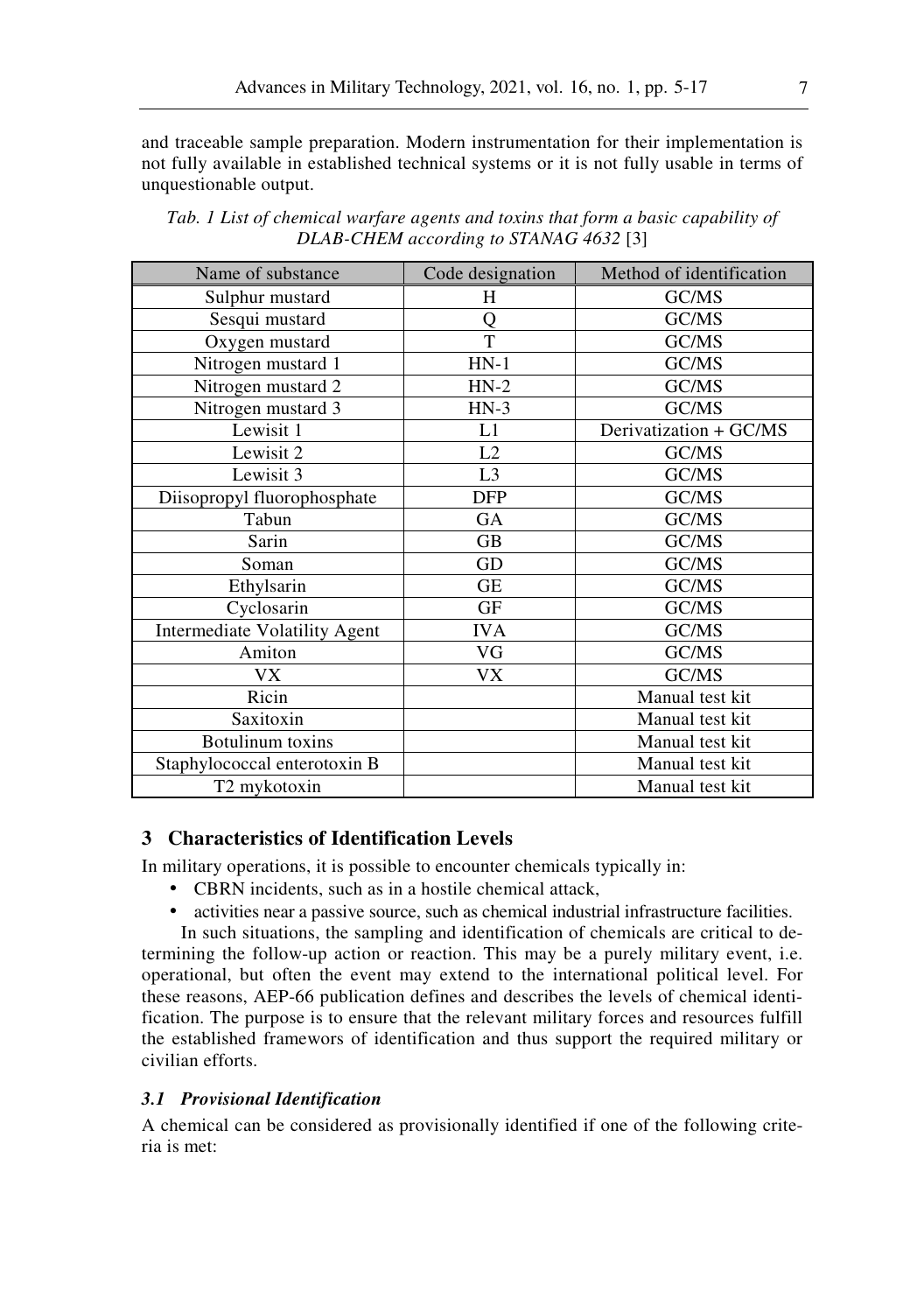and traceable sample preparation. Modern instrumentation for their implementation is not fully available in established technical systems or it is not fully usable in terms of unquestionable output.

*Tab. 1 List of chemical warfare agents and toxins that form a basic capability of DLAB-CHEM according to STANAG 4632* [3]

| Name of substance | Code designation | Method of identification |
|---|---|---|
| Sulphur mustard | H | GC/MS |
| Sesqui mustard | Q | GC/MS |
| Oxygen mustard | T | GC/MS |
| Nitrogen mustard 1 | HN-1 | GC/MS |
| Nitrogen mustard 2 | HN-2 | GC/MS |
| Nitrogen mustard 3 | HN-3 | GC/MS |
| Lewisit 1 | L1 | Derivatization + GC/MS |
| Lewisit 2 | L2 | GC/MS |
| Lewisit 3 | L3 | GC/MS |
| Diisopropyl fluorophosphate | DFP | GC/MS |
| Tabun | GA | GC/MS |
| Sarin | GB | GC/MS |
| Soman | GD | GC/MS |
| Ethylsarin | GE | GC/MS |
| Cyclosarin | GF | GC/MS |
| Intermediate Volatility Agent | IVA | GC/MS |
| Amiton | VG | GC/MS |
| VX | VX | GC/MS |
| Ricin | | Manual test kit |
| Saxitoxin | | Manual test kit |
| Botulinum toxins | | Manual test kit |
| Staphylococcal enterotoxin B | | Manual test kit |
| T2 mykotoxin | | Manual test kit |

## 3 Characteristics of Identification Levels

In military operations, it is possible to encounter chemicals typically in:

- CBRN incidents, such as in a hostile chemical attack,
- activities near a passive source, such as chemical industrial infrastructure facilities.

In such situations, the sampling and identification of chemicals are critical to determining the follow-up action or reaction. This may be a purely military event, i.e. operational, but often the event may extend to the international political level. For these reasons, AEP-66 publication defines and describes the levels of chemical identification. The purpose is to ensure that the relevant military forces and resources fulfill the established framewors of identification and thus support the required military or civilian efforts.

### *3.1 Provisional Identification*

A chemical can be considered as provisionally identified if one of the following criteria is met: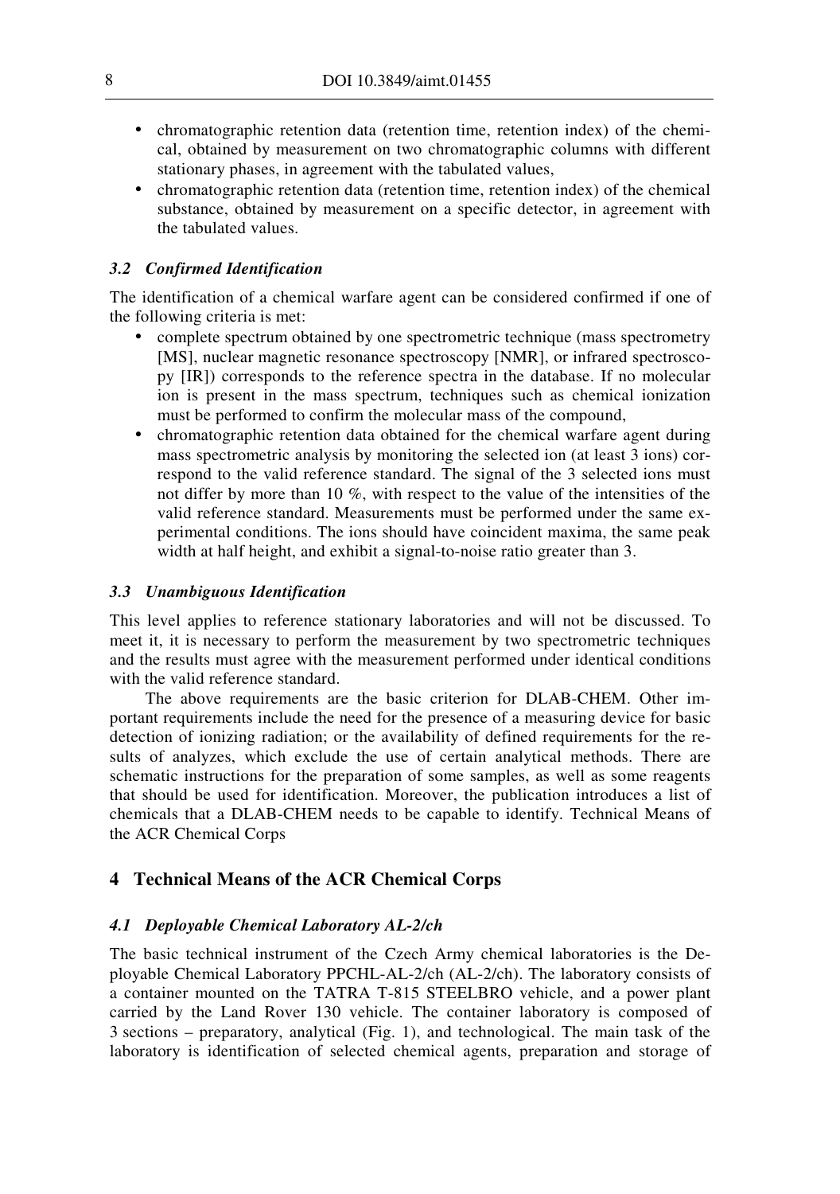- chromatographic retention data (retention time, retention index) of the chemical, obtained by measurement on two chromatographic columns with different stationary phases, in agreement with the tabulated values,
- chromatographic retention data (retention time, retention index) of the chemical substance, obtained by measurement on a specific detector, in agreement with the tabulated values.

### *3.2 Confirmed Identification*

The identification of a chemical warfare agent can be considered confirmed if one of the following criteria is met:

- complete spectrum obtained by one spectrometric technique (mass spectrometry [MS], nuclear magnetic resonance spectroscopy [NMR], or infrared spectroscopy [IR]) corresponds to the reference spectra in the database. If no molecular ion is present in the mass spectrum, techniques such as chemical ionization must be performed to confirm the molecular mass of the compound,
- chromatographic retention data obtained for the chemical warfare agent during mass spectrometric analysis by monitoring the selected ion (at least 3 ions) correspond to the valid reference standard. The signal of the 3 selected ions must not differ by more than 10 %, with respect to the value of the intensities of the valid reference standard. Measurements must be performed under the same experimental conditions. The ions should have coincident maxima, the same peak width at half height, and exhibit a signal-to-noise ratio greater than 3.

### *3.3 Unambiguous Identification*

This level applies to reference stationary laboratories and will not be discussed. To meet it, it is necessary to perform the measurement by two spectrometric techniques and the results must agree with the measurement performed under identical conditions with the valid reference standard.

The above requirements are the basic criterion for DLAB-CHEM. Other important requirements include the need for the presence of a measuring device for basic detection of ionizing radiation; or the availability of defined requirements for the results of analyzes, which exclude the use of certain analytical methods. There are schematic instructions for the preparation of some samples, as well as some reagents that should be used for identification. Moreover, the publication introduces a list of chemicals that a DLAB-CHEM needs to be capable to identify. Technical Means of the ACR Chemical Corps

## 4 Technical Means of the ACR Chemical Corps

### *4.1 Deployable Chemical Laboratory AL-2/ch*

The basic technical instrument of the Czech Army chemical laboratories is the Deployable Chemical Laboratory PPCHL-AL-2/ch (AL-2/ch). The laboratory consists of a container mounted on the TATRA T-815 STEELBRO vehicle, and a power plant carried by the Land Rover 130 vehicle. The container laboratory is composed of 3 sections – preparatory, analytical (Fig. 1), and technological. The main task of the laboratory is identification of selected chemical agents, preparation and storage of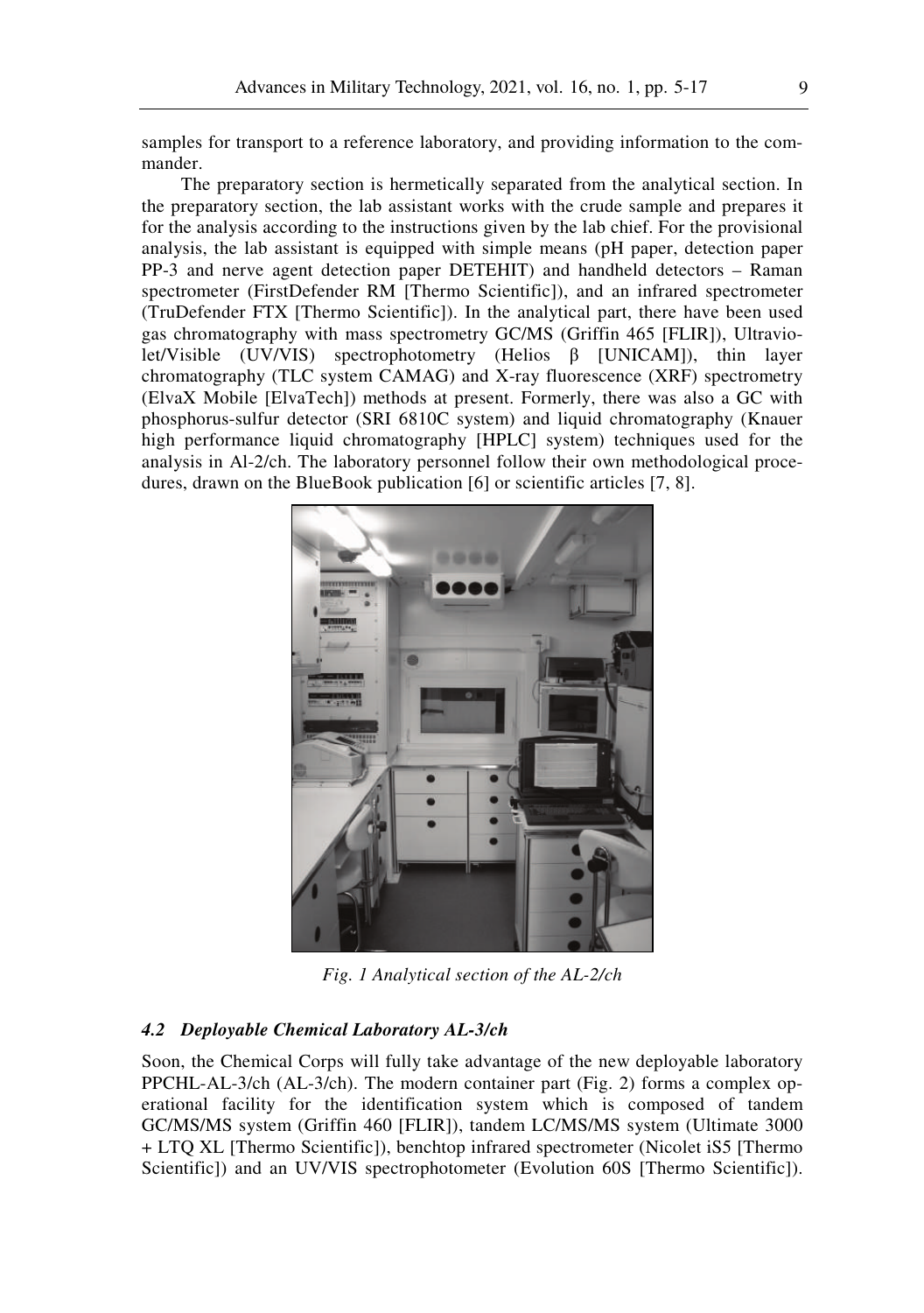samples for transport to a reference laboratory, and providing information to the commander.

The preparatory section is hermetically separated from the analytical section. In the preparatory section, the lab assistant works with the crude sample and prepares it for the analysis according to the instructions given by the lab chief. For the provisional analysis, the lab assistant is equipped with simple means (pH paper, detection paper PP-3 and nerve agent detection paper DETEHIT) and handheld detectors – Raman spectrometer (FirstDefender RM [Thermo Scientific]), and an infrared spectrometer (TruDefender FTX [Thermo Scientific]). In the analytical part, there have been used gas chromatography with mass spectrometry GC/MS (Griffin 465 [FLIR]), Ultraviolet/Visible (UV/VIS) spectrophotometry (Helios β [UNICAM]), thin layer chromatography (TLC system CAMAG) and X-ray fluorescence (XRF) spectrometry (ElvaX Mobile [ElvaTech]) methods at present. Formerly, there was also a GC with phosphorus-sulfur detector (SRI 6810C system) and liquid chromatography (Knauer high performance liquid chromatography [HPLC] system) techniques used for the analysis in Al-2/ch. The laboratory personnel follow their own methodological procedures, drawn on the BlueBook publication [6] or scientific articles [7, 8].

*Fig. 1 Analytical section of the AL-2/ch*

### *4.2 Deployable Chemical Laboratory AL-3/ch*

Soon, the Chemical Corps will fully take advantage of the new deployable laboratory PPCHL-AL-3/ch (AL-3/ch). The modern container part (Fig. 2) forms a complex operational facility for the identification system which is composed of tandem GC/MS/MS system (Griffin 460 [FLIR]), tandem LC/MS/MS system (Ultimate 3000 + LTQ XL [Thermo Scientific]), benchtop infrared spectrometer (Nicolet iS5 [Thermo Scientific]) and an UV/VIS spectrophotometer (Evolution 60S [Thermo Scientific]).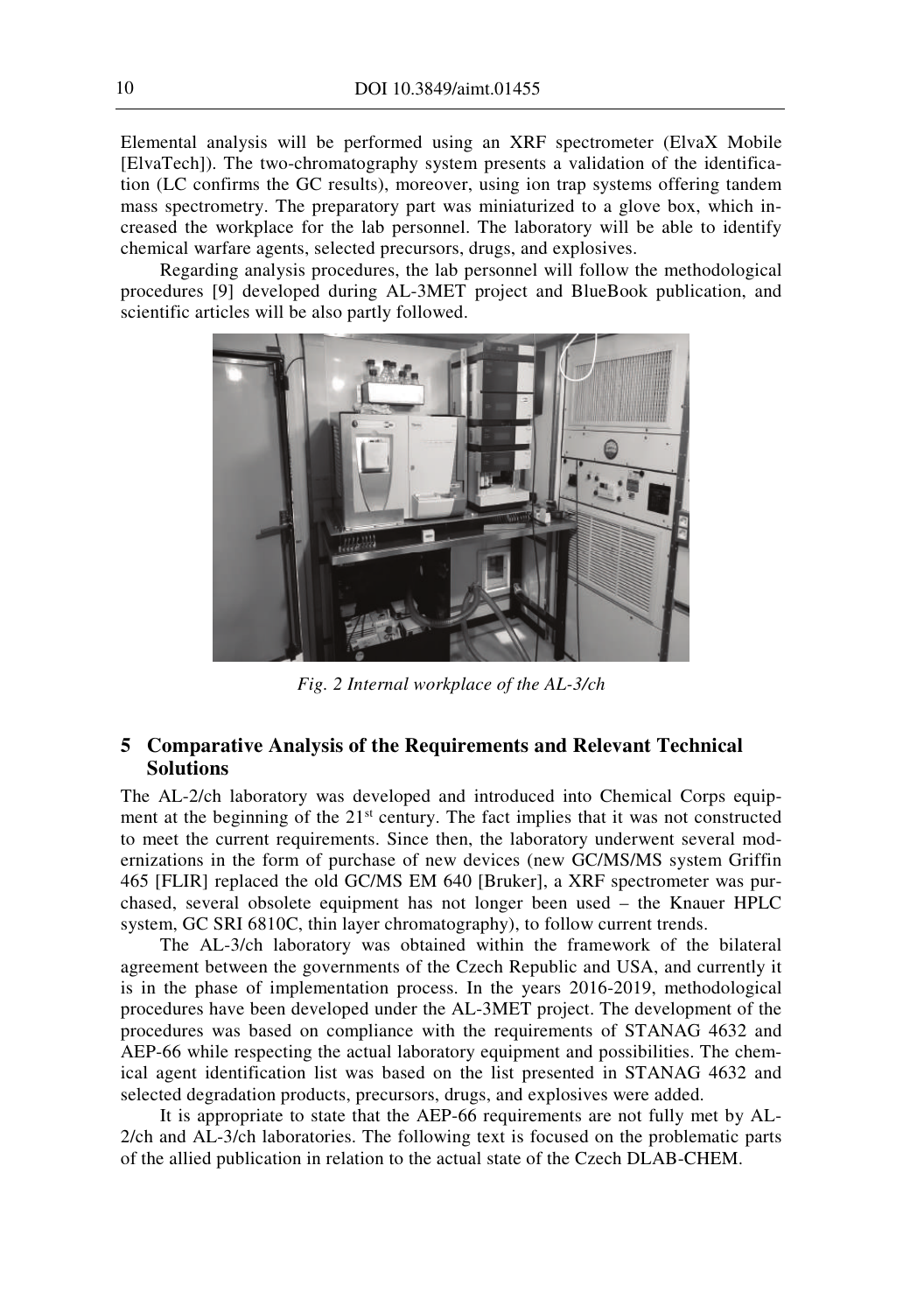Elemental analysis will be performed using an XRF spectrometer (ElvaX Mobile [ElvaTech]). The two-chromatography system presents a validation of the identification (LC confirms the GC results), moreover, using ion trap systems offering tandem mass spectrometry. The preparatory part was miniaturized to a glove box, which increased the workplace for the lab personnel. The laboratory will be able to identify chemical warfare agents, selected precursors, drugs, and explosives.

Regarding analysis procedures, the lab personnel will follow the methodological procedures [9] developed during AL-3MET project and BlueBook publication, and scientific articles will be also partly followed.

*Fig. 2 Internal workplace of the AL-3/ch*

## 5 Comparative Analysis of the Requirements and Relevant Technical Solutions

The AL-2/ch laboratory was developed and introduced into Chemical Corps equipment at the beginning of the 21st century. The fact implies that it was not constructed to meet the current requirements. Since then, the laboratory underwent several modernizations in the form of purchase of new devices (new GC/MS/MS system Griffin 465 [FLIR] replaced the old GC/MS EM 640 [Bruker], a XRF spectrometer was purchased, several obsolete equipment has not longer been used – the Knauer HPLC system, GC SRI 6810C, thin layer chromatography), to follow current trends.

The AL-3/ch laboratory was obtained within the framework of the bilateral agreement between the governments of the Czech Republic and USA, and currently it is in the phase of implementation process. In the years 2016-2019, methodological procedures have been developed under the AL-3MET project. The development of the procedures was based on compliance with the requirements of STANAG 4632 and AEP-66 while respecting the actual laboratory equipment and possibilities. The chemical agent identification list was based on the list presented in STANAG 4632 and selected degradation products, precursors, drugs, and explosives were added.

It is appropriate to state that the AEP-66 requirements are not fully met by AL-2/ch and AL-3/ch laboratories. The following text is focused on the problematic parts of the allied publication in relation to the actual state of the Czech DLAB-CHEM.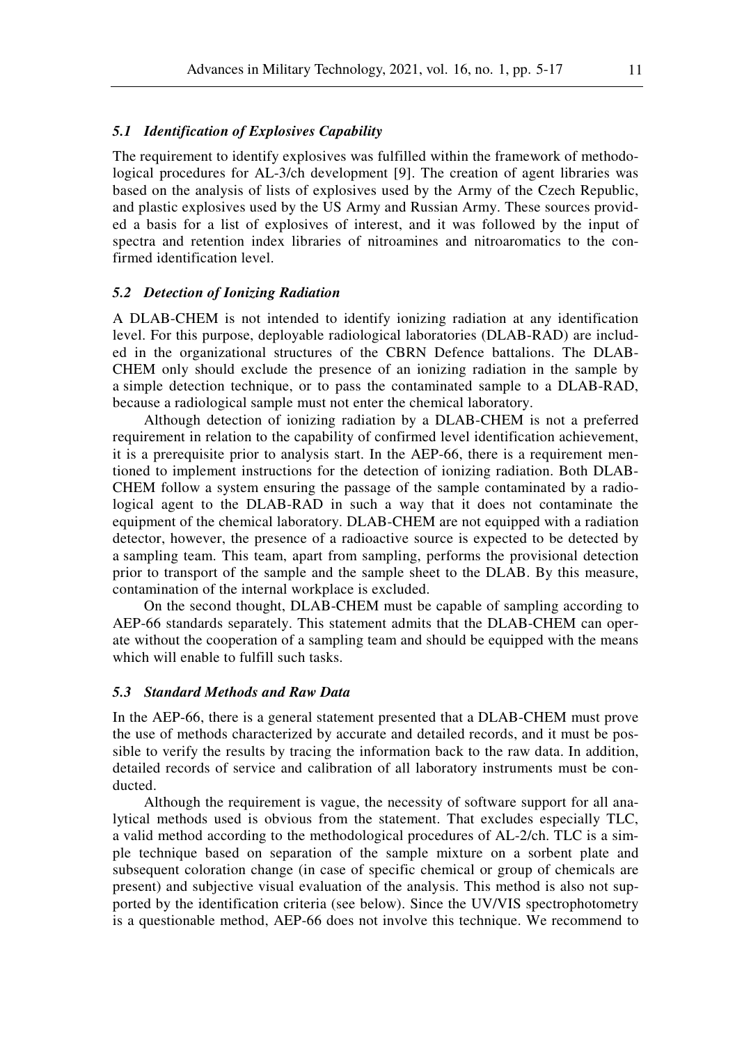### *5.1 Identification of Explosives Capability*

The requirement to identify explosives was fulfilled within the framework of methodological procedures for AL-3/ch development [9]. The creation of agent libraries was based on the analysis of lists of explosives used by the Army of the Czech Republic, and plastic explosives used by the US Army and Russian Army. These sources provided a basis for a list of explosives of interest, and it was followed by the input of spectra and retention index libraries of nitroamines and nitroaromatics to the confirmed identification level.

### *5.2 Detection of Ionizing Radiation*

A DLAB-CHEM is not intended to identify ionizing radiation at any identification level. For this purpose, deployable radiological laboratories (DLAB-RAD) are included in the organizational structures of the CBRN Defence battalions. The DLAB-CHEM only should exclude the presence of an ionizing radiation in the sample by a simple detection technique, or to pass the contaminated sample to a DLAB-RAD, because a radiological sample must not enter the chemical laboratory.

Although detection of ionizing radiation by a DLAB-CHEM is not a preferred requirement in relation to the capability of confirmed level identification achievement, it is a prerequisite prior to analysis start. In the AEP-66, there is a requirement mentioned to implement instructions for the detection of ionizing radiation. Both DLAB-CHEM follow a system ensuring the passage of the sample contaminated by a radiological agent to the DLAB-RAD in such a way that it does not contaminate the equipment of the chemical laboratory. DLAB-CHEM are not equipped with a radiation detector, however, the presence of a radioactive source is expected to be detected by a sampling team. This team, apart from sampling, performs the provisional detection prior to transport of the sample and the sample sheet to the DLAB. By this measure, contamination of the internal workplace is excluded.

On the second thought, DLAB-CHEM must be capable of sampling according to AEP-66 standards separately. This statement admits that the DLAB-CHEM can operate without the cooperation of a sampling team and should be equipped with the means which will enable to fulfill such tasks.

### *5.3 Standard Methods and Raw Data*

In the AEP-66, there is a general statement presented that a DLAB-CHEM must prove the use of methods characterized by accurate and detailed records, and it must be possible to verify the results by tracing the information back to the raw data. In addition, detailed records of service and calibration of all laboratory instruments must be conducted.

Although the requirement is vague, the necessity of software support for all analytical methods used is obvious from the statement. That excludes especially TLC, a valid method according to the methodological procedures of AL-2/ch. TLC is a simple technique based on separation of the sample mixture on a sorbent plate and subsequent coloration change (in case of specific chemical or group of chemicals are present) and subjective visual evaluation of the analysis. This method is also not supported by the identification criteria (see below). Since the UV/VIS spectrophotometry is a questionable method, AEP-66 does not involve this technique. We recommend to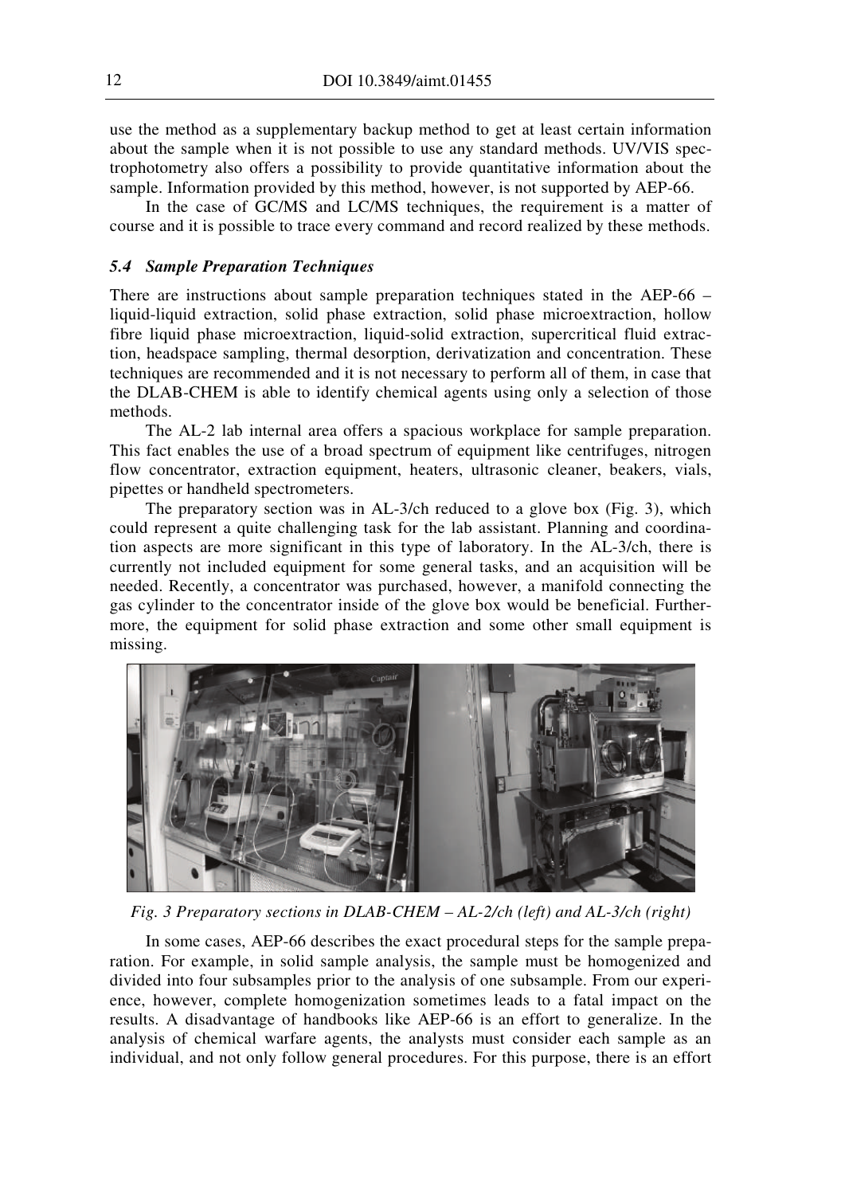use the method as a supplementary backup method to get at least certain information about the sample when it is not possible to use any standard methods. UV/VIS spectrophotometry also offers a possibility to provide quantitative information about the sample. Information provided by this method, however, is not supported by AEP-66.

In the case of GC/MS and LC/MS techniques, the requirement is a matter of course and it is possible to trace every command and record realized by these methods.

### *5.4 Sample Preparation Techniques*

There are instructions about sample preparation techniques stated in the AEP-66 – liquid-liquid extraction, solid phase extraction, solid phase microextraction, hollow fibre liquid phase microextraction, liquid-solid extraction, supercritical fluid extraction, headspace sampling, thermal desorption, derivatization and concentration. These techniques are recommended and it is not necessary to perform all of them, in case that the DLAB-CHEM is able to identify chemical agents using only a selection of those methods.

The AL-2 lab internal area offers a spacious workplace for sample preparation. This fact enables the use of a broad spectrum of equipment like centrifuges, nitrogen flow concentrator, extraction equipment, heaters, ultrasonic cleaner, beakers, vials, pipettes or handheld spectrometers.

The preparatory section was in AL-3/ch reduced to a glove box (Fig. 3), which could represent a quite challenging task for the lab assistant. Planning and coordination aspects are more significant in this type of laboratory. In the AL-3/ch, there is currently not included equipment for some general tasks, and an acquisition will be needed. Recently, a concentrator was purchased, however, a manifold connecting the gas cylinder to the concentrator inside of the glove box would be beneficial. Furthermore, the equipment for solid phase extraction and some other small equipment is missing.

*Fig. 3 Preparatory sections in DLAB-CHEM – AL-2/ch (left) and AL-3/ch (right)*

In some cases, AEP-66 describes the exact procedural steps for the sample preparation. For example, in solid sample analysis, the sample must be homogenized and divided into four subsamples prior to the analysis of one subsample. From our experience, however, complete homogenization sometimes leads to a fatal impact on the results. A disadvantage of handbooks like AEP-66 is an effort to generalize. In the analysis of chemical warfare agents, the analysts must consider each sample as an individual, and not only follow general procedures. For this purpose, there is an effort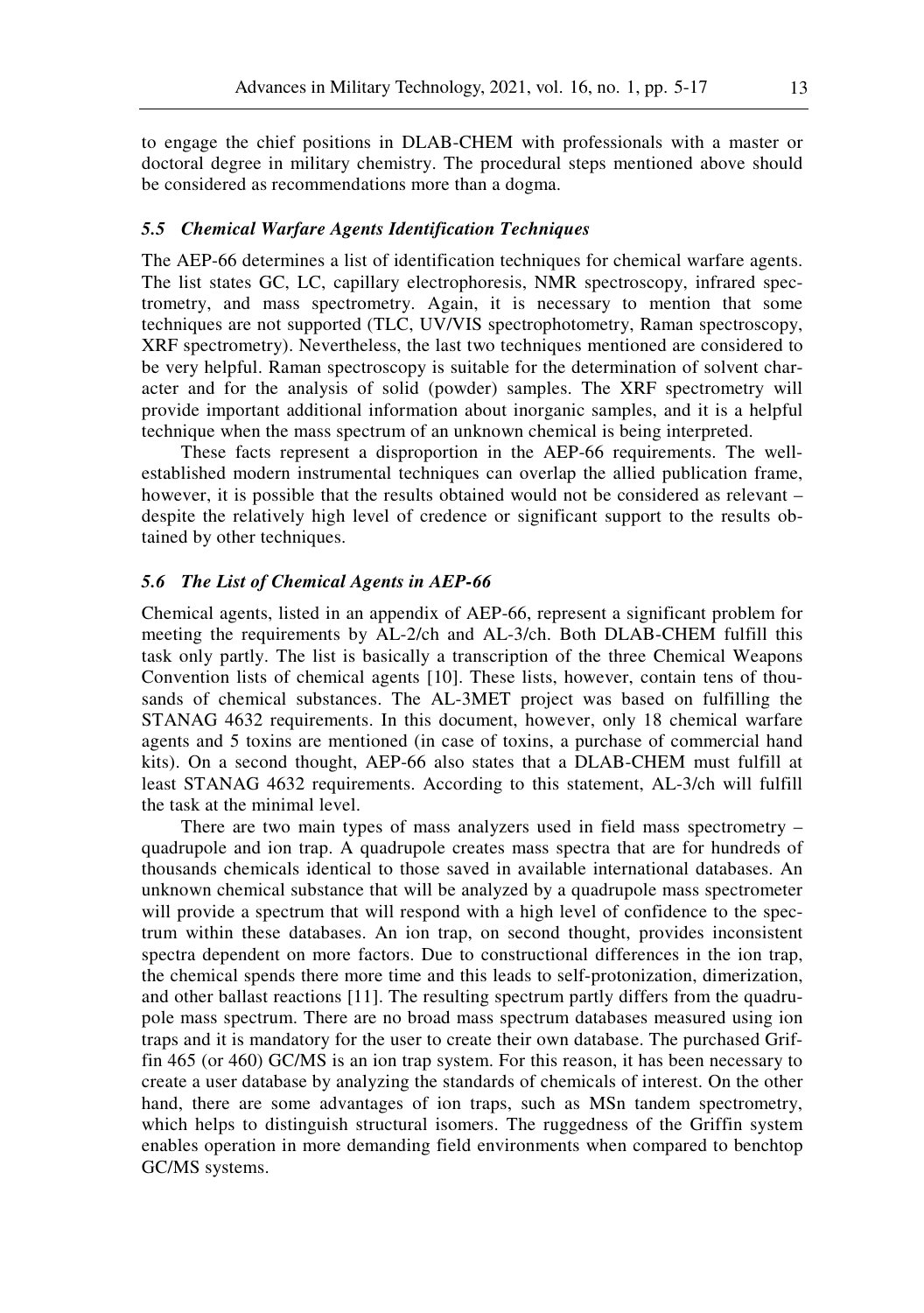to engage the chief positions in DLAB-CHEM with professionals with a master or doctoral degree in military chemistry. The procedural steps mentioned above should be considered as recommendations more than a dogma.

### *5.5 Chemical Warfare Agents Identification Techniques*

The AEP-66 determines a list of identification techniques for chemical warfare agents. The list states GC, LC, capillary electrophoresis, NMR spectroscopy, infrared spectrometry, and mass spectrometry. Again, it is necessary to mention that some techniques are not supported (TLC, UV/VIS spectrophotometry, Raman spectroscopy, XRF spectrometry). Nevertheless, the last two techniques mentioned are considered to be very helpful. Raman spectroscopy is suitable for the determination of solvent character and for the analysis of solid (powder) samples. The XRF spectrometry will provide important additional information about inorganic samples, and it is a helpful technique when the mass spectrum of an unknown chemical is being interpreted.

These facts represent a disproportion in the AEP-66 requirements. The well-established modern instrumental techniques can overlap the allied publication frame, however, it is possible that the results obtained would not be considered as relevant – despite the relatively high level of credence or significant support to the results obtained by other techniques.

### *5.6 The List of Chemical Agents in AEP-66*

Chemical agents, listed in an appendix of AEP-66, represent a significant problem for meeting the requirements by AL-2/ch and AL-3/ch. Both DLAB-CHEM fulfill this task only partly. The list is basically a transcription of the three Chemical Weapons Convention lists of chemical agents [10]. These lists, however, contain tens of thousands of chemical substances. The AL-3MET project was based on fulfilling the STANAG 4632 requirements. In this document, however, only 18 chemical warfare agents and 5 toxins are mentioned (in case of toxins, a purchase of commercial hand kits). On a second thought, AEP-66 also states that a DLAB-CHEM must fulfill at least STANAG 4632 requirements. According to this statement, AL-3/ch will fulfill the task at the minimal level.

There are two main types of mass analyzers used in field mass spectrometry – quadrupole and ion trap. A quadrupole creates mass spectra that are for hundreds of thousands chemicals identical to those saved in available international databases. An unknown chemical substance that will be analyzed by a quadrupole mass spectrometer will provide a spectrum that will respond with a high level of confidence to the spectrum within these databases. An ion trap, on second thought, provides inconsistent spectra dependent on more factors. Due to constructional differences in the ion trap, the chemical spends there more time and this leads to self-protonization, dimerization, and other ballast reactions [11]. The resulting spectrum partly differs from the quadrupole mass spectrum. There are no broad mass spectrum databases measured using ion traps and it is mandatory for the user to create their own database. The purchased Griffin 465 (or 460) GC/MS is an ion trap system. For this reason, it has been necessary to create a user database by analyzing the standards of chemicals of interest. On the other hand, there are some advantages of ion traps, such as MSn tandem spectrometry, which helps to distinguish structural isomers. The ruggedness of the Griffin system enables operation in more demanding field environments when compared to benchtop GC/MS systems.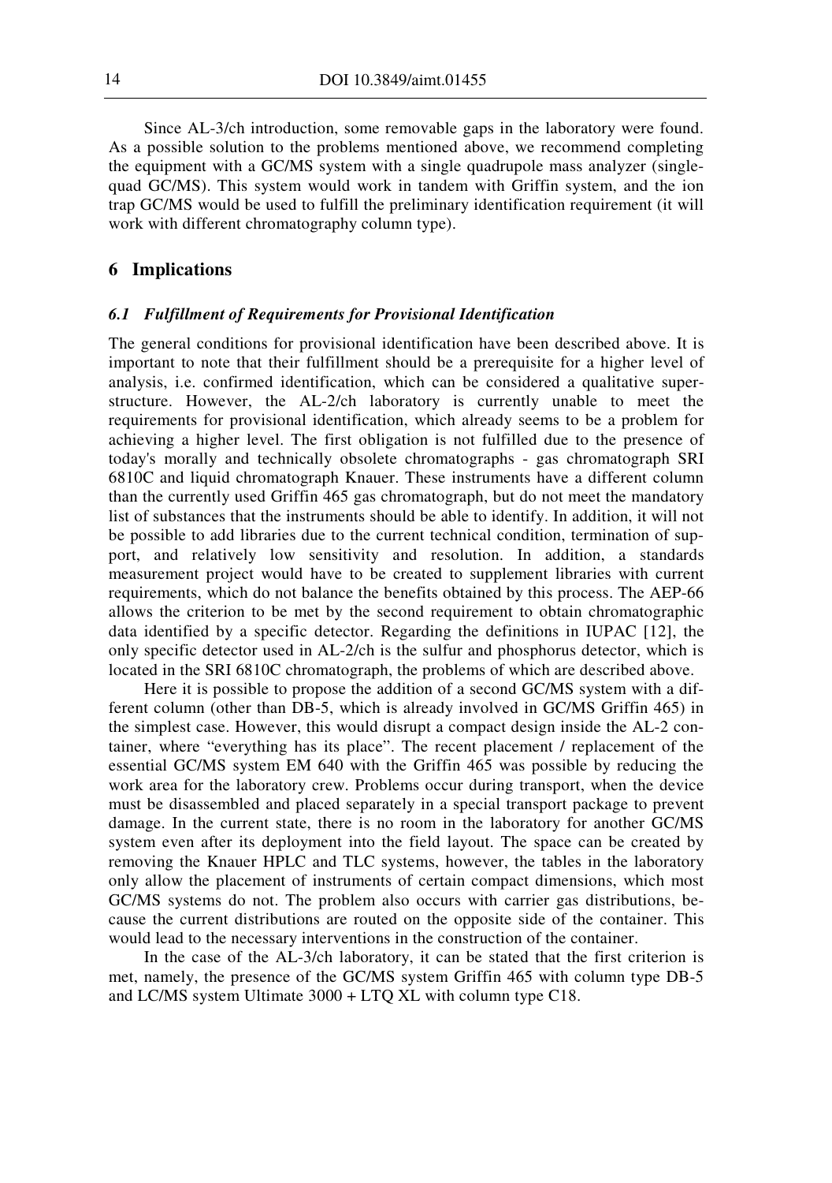Since AL-3/ch introduction, some removable gaps in the laboratory were found. As a possible solution to the problems mentioned above, we recommend completing the equipment with a GC/MS system with a single quadrupole mass analyzer (single-quad GC/MS). This system would work in tandem with Griffin system, and the ion trap GC/MS would be used to fulfill the preliminary identification requirement (it will work with different chromatography column type).

## 6 Implications

### *6.1 Fulfillment of Requirements for Provisional Identification*

The general conditions for provisional identification have been described above. It is important to note that their fulfillment should be a prerequisite for a higher level of analysis, i.e. confirmed identification, which can be considered a qualitative superstructure. However, the AL-2/ch laboratory is currently unable to meet the requirements for provisional identification, which already seems to be a problem for achieving a higher level. The first obligation is not fulfilled due to the presence of today's morally and technically obsolete chromatographs - gas chromatograph SRI 6810C and liquid chromatograph Knauer. These instruments have a different column than the currently used Griffin 465 gas chromatograph, but do not meet the mandatory list of substances that the instruments should be able to identify. In addition, it will not be possible to add libraries due to the current technical condition, termination of support, and relatively low sensitivity and resolution. In addition, a standards measurement project would have to be created to supplement libraries with current requirements, which do not balance the benefits obtained by this process. The AEP-66 allows the criterion to be met by the second requirement to obtain chromatographic data identified by a specific detector. Regarding the definitions in IUPAC [12], the only specific detector used in AL-2/ch is the sulfur and phosphorus detector, which is located in the SRI 6810C chromatograph, the problems of which are described above.

Here it is possible to propose the addition of a second GC/MS system with a different column (other than DB-5, which is already involved in GC/MS Griffin 465) in the simplest case. However, this would disrupt a compact design inside the AL-2 container, where "everything has its place". The recent placement / replacement of the essential GC/MS system EM 640 with the Griffin 465 was possible by reducing the work area for the laboratory crew. Problems occur during transport, when the device must be disassembled and placed separately in a special transport package to prevent damage. In the current state, there is no room in the laboratory for another GC/MS system even after its deployment into the field layout. The space can be created by removing the Knauer HPLC and TLC systems, however, the tables in the laboratory only allow the placement of instruments of certain compact dimensions, which most GC/MS systems do not. The problem also occurs with carrier gas distributions, because the current distributions are routed on the opposite side of the container. This would lead to the necessary interventions in the construction of the container.

In the case of the AL-3/ch laboratory, it can be stated that the first criterion is met, namely, the presence of the GC/MS system Griffin 465 with column type DB-5 and LC/MS system Ultimate 3000 + LTQ XL with column type C18.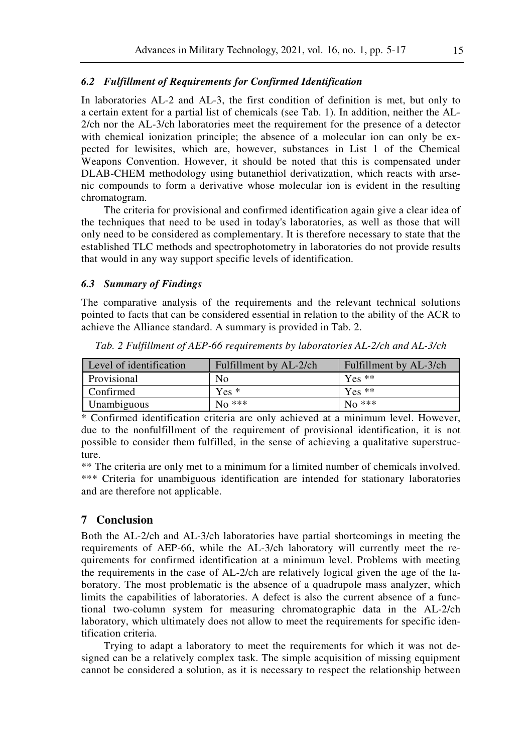### *6.2 Fulfillment of Requirements for Confirmed Identification*

In laboratories AL-2 and AL-3, the first condition of definition is met, but only to a certain extent for a partial list of chemicals (see Tab. 1). In addition, neither the AL-2/ch nor the AL-3/ch laboratories meet the requirement for the presence of a detector with chemical ionization principle; the absence of a molecular ion can only be expected for lewisites, which are, however, substances in List 1 of the Chemical Weapons Convention. However, it should be noted that this is compensated under DLAB-CHEM methodology using butanethiol derivatization, which reacts with arsenic compounds to form a derivative whose molecular ion is evident in the resulting chromatogram.

The criteria for provisional and confirmed identification again give a clear idea of the techniques that need to be used in today's laboratories, as well as those that will only need to be considered as complementary. It is therefore necessary to state that the established TLC methods and spectrophotometry in laboratories do not provide results that would in any way support specific levels of identification.

### *6.3 Summary of Findings*

The comparative analysis of the requirements and the relevant technical solutions pointed to facts that can be considered essential in relation to the ability of the ACR to achieve the Alliance standard. A summary is provided in Tab. 2.

*Tab. 2 Fulfillment of AEP-66 requirements by laboratories AL-2/ch and AL-3/ch*

| Level of identification | Fulfillment by AL-2/ch | Fulfillment by AL-3/ch |
|---|---|---|
| Provisional | No | Yes ** |
| Confirmed | Yes * | Yes ** |
| Unambiguous | No *** | No *** |

\* Confirmed identification criteria are only achieved at a minimum level. However, due to the nonfulfillment of the requirement of provisional identification, it is not possible to consider them fulfilled, in the sense of achieving a qualitative superstructure.

** The criteria are only met to a minimum for a limited number of chemicals involved.

*** Criteria for unambiguous identification are intended for stationary laboratories and are therefore not applicable.

## 7 Conclusion

Both the AL-2/ch and AL-3/ch laboratories have partial shortcomings in meeting the requirements of AEP-66, while the AL-3/ch laboratory will currently meet the requirements for confirmed identification at a minimum level. Problems with meeting the requirements in the case of AL-2/ch are relatively logical given the age of the laboratory. The most problematic is the absence of a quadrupole mass analyzer, which limits the capabilities of laboratories. A defect is also the current absence of a functional two-column system for measuring chromatographic data in the AL-2/ch laboratory, which ultimately does not allow to meet the requirements for specific identification criteria.

Trying to adapt a laboratory to meet the requirements for which it was not designed can be a relatively complex task. The simple acquisition of missing equipment cannot be considered a solution, as it is necessary to respect the relationship between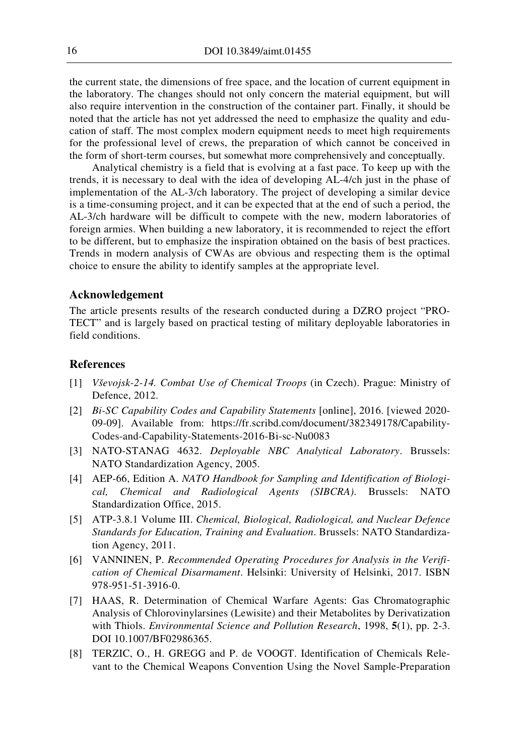the current state, the dimensions of free space, and the location of current equipment in the laboratory. The changes should not only concern the material equipment, but will also require intervention in the construction of the container part. Finally, it should be noted that the article has not yet addressed the need to emphasize the quality and education of staff. The most complex modern equipment needs to meet high requirements for the professional level of crews, the preparation of which cannot be conceived in the form of short-term courses, but somewhat more comprehensively and conceptually.

Analytical chemistry is a field that is evolving at a fast pace. To keep up with the trends, it is necessary to deal with the idea of developing AL-4/ch just in the phase of implementation of the AL-3/ch laboratory. The project of developing a similar device is a time-consuming project, and it can be expected that at the end of such a period, the AL-3/ch hardware will be difficult to compete with the new, modern laboratories of foreign armies. When building a new laboratory, it is recommended to reject the effort to be different, but to emphasize the inspiration obtained on the basis of best practices. Trends in modern analysis of CWAs are obvious and respecting them is the optimal choice to ensure the ability to identify samples at the appropriate level.

## Acknowledgement

The article presents results of the research conducted during a DZRO project "PROTECT" and is largely based on practical testing of military deployable laboratories in field conditions.

## References

[1] *Vševojsk-2-14. Combat Use of Chemical Troops* (in Czech). Prague: Ministry of Defence, 2012.

[2] *Bi-SC Capability Codes and Capability Statements* [online], 2016. [viewed 2020-09-09]. Available from: https://fr.scribd.com/document/382349178/Capability-Codes-and-Capability-Statements-2016-Bi-sc-Nu0083

[3] NATO-STANAG 4632. *Deployable NBC Analytical Laboratory*. Brussels: NATO Standardization Agency, 2005.

[4] AEP-66, Edition A. *NATO Handbook for Sampling and Identification of Biological, Chemical and Radiological Agents (SIBCRA)*. Brussels: NATO Standardization Office, 2015.

[5] ATP-3.8.1 Volume III. *Chemical, Biological, Radiological, and Nuclear Defence Standards for Education, Training and Evaluation*. Brussels: NATO Standardization Agency, 2011.

[6] VANNINEN, P. *Recommended Operating Procedures for Analysis in the Verification of Chemical Disarmament*. Helsinki: University of Helsinki, 2017. ISBN 978-951-51-3916-0.

[7] HAAS, R. Determination of Chemical Warfare Agents: Gas Chromatographic Analysis of Chlorovinylarsines (Lewisite) and their Metabolites by Derivatization with Thiols. *Environmental Science and Pollution Research*, 1998, **5**(1), pp. 2-3. DOI 10.1007/BF02986365.

[8] TERZIC, O., H. GREGG and P. de VOOGT. Identification of Chemicals Relevant to the Chemical Weapons Convention Using the Novel Sample-Preparation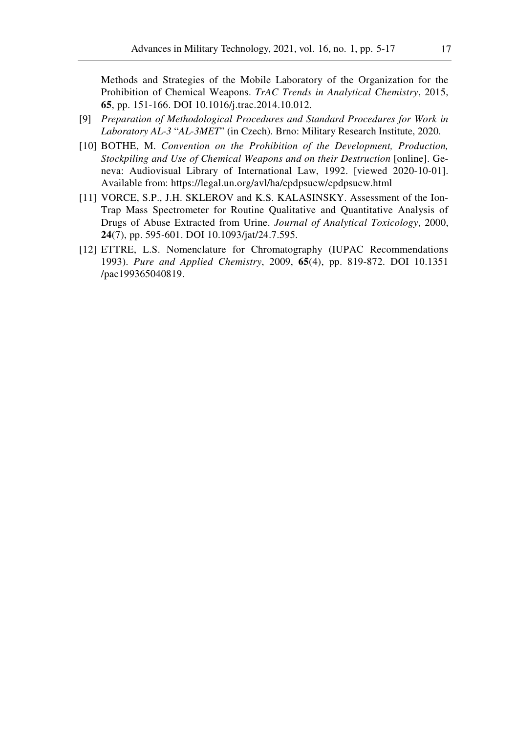Methods and Strategies of the Mobile Laboratory of the Organization for the Prohibition of Chemical Weapons. *TrAC Trends in Analytical Chemistry*, 2015, **65**, pp. 151-166. DOI 10.1016/j.trac.2014.10.012.

[9] *Preparation of Methodological Procedures and Standard Procedures for Work in Laboratory AL-3* "*AL-3MET*" (in Czech). Brno: Military Research Institute, 2020.

[10] BOTHE, M. *Convention on the Prohibition of the Development, Production, Stockpiling and Use of Chemical Weapons and on their Destruction* [online]. Geneva: Audiovisual Library of International Law, 1992. [viewed 2020-10-01]. Available from: https://legal.un.org/avl/ha/cpdpsucw/cpdpsucw.html

[11] VORCE, S.P., J.H. SKLEROV and K.S. KALASINSKY. Assessment of the Ion-Trap Mass Spectrometer for Routine Qualitative and Quantitative Analysis of Drugs of Abuse Extracted from Urine. *Journal of Analytical Toxicology*, 2000, **24**(7), pp. 595-601. DOI 10.1093/jat/24.7.595.

[12] ETTRE, L.S. Nomenclature for Chromatography (IUPAC Recommendations 1993). *Pure and Applied Chemistry*, 2009, **65**(4), pp. 819-872. DOI 10.1351/pac199365040819.